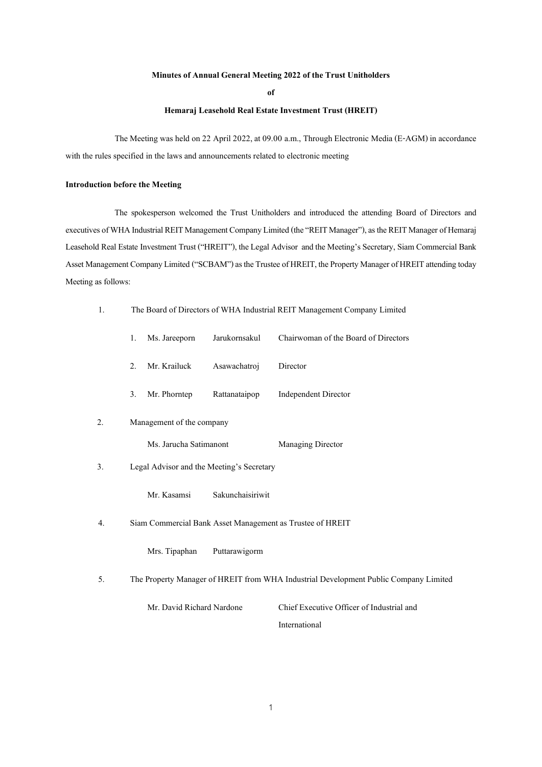**Minutes of Annual General Meeting 2022 of the Trust Unitholders**

**of**

**Hemaraj Leasehold Real Estate Investment Trust (HREIT)**

The Meeting was held on 22 April 2022, at 09.00 a.m., Through Electronic Media (E-AGM) in accordance with the rules specified in the laws and announcements related to electronic meeting

**Introduction before the Meeting**

The spokesperson welcomed the Trust Unitholders and introduced the attending Board of Directors and executives of WHA Industrial REIT Management Company Limited (the "REIT Manager"), as the REIT Manager of Hemaraj Leasehold Real Estate Investment Trust ("HREIT"), the Legal Advisor and the Meeting's Secretary, Siam Commercial Bank Asset Management Company Limited ("SCBAM") as the Trustee of HREIT, the Property Manager of HREIT attending today Meeting as follows:

1. The Board of Directors of WHA Industrial REIT Management Company Limited

    1. Ms. Jareeporn Jarukornsakul — Chairwoman of the Board of Directors
    2. Mr. Krailuck Asawachatroj — Director
    3. Mr. Phorntep Rattanataipop — Independent Director

2. Management of the company

    Ms. Jarucha Satimanont — Managing Director

3. Legal Advisor and the Meeting's Secretary

    Mr. Kasamsi Sakunchaisiriwit

4. Siam Commercial Bank Asset Management as Trustee of HREIT

    Mrs. Tipaphan Puttarawigorm

5. The Property Manager of HREIT from WHA Industrial Development Public Company Limited

    Mr. David Richard Nardone — Chief Executive Officer of Industrial and International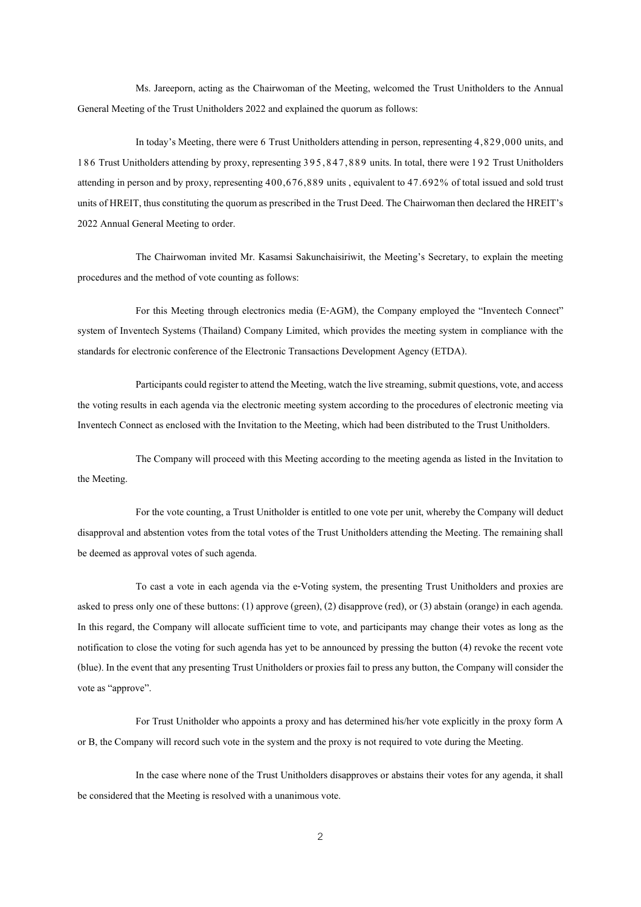Ms. Jareeporn, acting as the Chairwoman of the Meeting, welcomed the Trust Unitholders to the Annual General Meeting of the Trust Unitholders 2022 and explained the quorum as follows:

In today's Meeting, there were 6 Trust Unitholders attending in person, representing 4,829,000 units, and 186 Trust Unitholders attending by proxy, representing 395,847,889 units. In total, there were 192 Trust Unitholders attending in person and by proxy, representing 400,676,889 units , equivalent to 47.692% of total issued and sold trust units of HREIT, thus constituting the quorum as prescribed in the Trust Deed. The Chairwoman then declared the HREIT's 2022 Annual General Meeting to order.

The Chairwoman invited Mr. Kasamsi Sakunchaisiriwit, the Meeting's Secretary, to explain the meeting procedures and the method of vote counting as follows:

For this Meeting through electronics media (E-AGM), the Company employed the "Inventech Connect" system of Inventech Systems (Thailand) Company Limited, which provides the meeting system in compliance with the standards for electronic conference of the Electronic Transactions Development Agency (ETDA).

Participants could register to attend the Meeting, watch the live streaming, submit questions, vote, and access the voting results in each agenda via the electronic meeting system according to the procedures of electronic meeting via Inventech Connect as enclosed with the Invitation to the Meeting, which had been distributed to the Trust Unitholders.

The Company will proceed with this Meeting according to the meeting agenda as listed in the Invitation to the Meeting.

For the vote counting, a Trust Unitholder is entitled to one vote per unit, whereby the Company will deduct disapproval and abstention votes from the total votes of the Trust Unitholders attending the Meeting. The remaining shall be deemed as approval votes of such agenda.

To cast a vote in each agenda via the e-Voting system, the presenting Trust Unitholders and proxies are asked to press only one of these buttons: (1) approve (green), (2) disapprove (red), or (3) abstain (orange) in each agenda. In this regard, the Company will allocate sufficient time to vote, and participants may change their votes as long as the notification to close the voting for such agenda has yet to be announced by pressing the button (4) revoke the recent vote (blue). In the event that any presenting Trust Unitholders or proxies fail to press any button, the Company will consider the vote as "approve".

For Trust Unitholder who appoints a proxy and has determined his/her vote explicitly in the proxy form A or B, the Company will record such vote in the system and the proxy is not required to vote during the Meeting.

In the case where none of the Trust Unitholders disapproves or abstains their votes for any agenda, it shall be considered that the Meeting is resolved with a unanimous vote.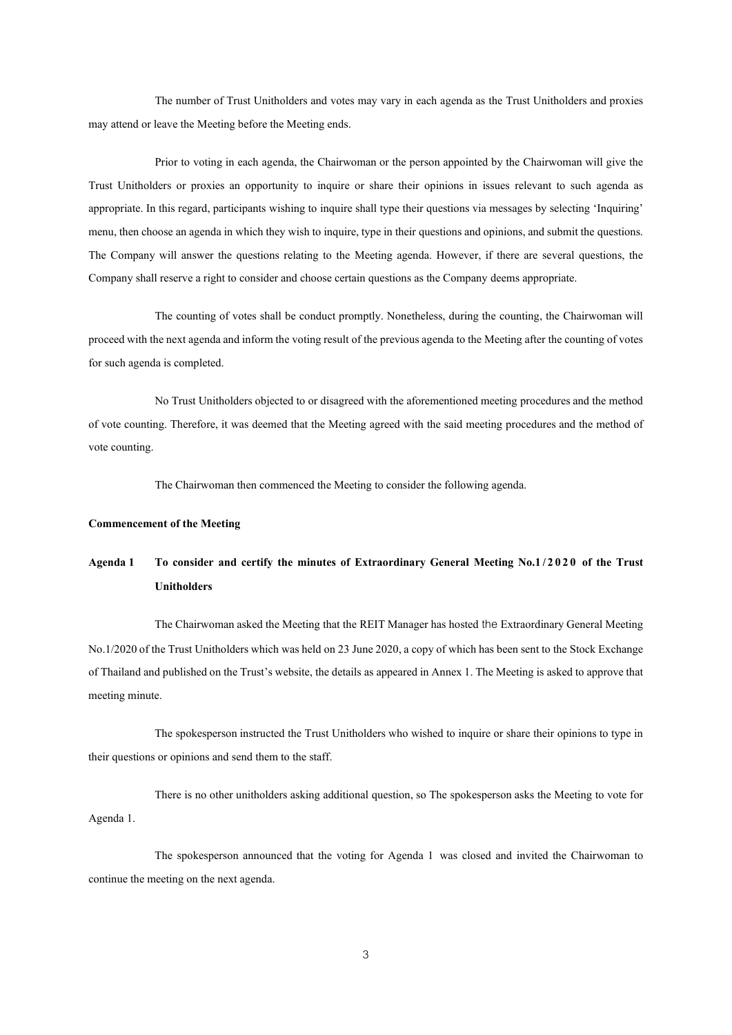The number of Trust Unitholders and votes may vary in each agenda as the Trust Unitholders and proxies may attend or leave the Meeting before the Meeting ends.

Prior to voting in each agenda, the Chairwoman or the person appointed by the Chairwoman will give the Trust Unitholders or proxies an opportunity to inquire or share their opinions in issues relevant to such agenda as appropriate. In this regard, participants wishing to inquire shall type their questions via messages by selecting 'Inquiring' menu, then choose an agenda in which they wish to inquire, type in their questions and opinions, and submit the questions. The Company will answer the questions relating to the Meeting agenda. However, if there are several questions, the Company shall reserve a right to consider and choose certain questions as the Company deems appropriate.

The counting of votes shall be conduct promptly. Nonetheless, during the counting, the Chairwoman will proceed with the next agenda and inform the voting result of the previous agenda to the Meeting after the counting of votes for such agenda is completed.

No Trust Unitholders objected to or disagreed with the aforementioned meeting procedures and the method of vote counting. Therefore, it was deemed that the Meeting agreed with the said meeting procedures and the method of vote counting.

The Chairwoman then commenced the Meeting to consider the following agenda.

**Commencement of the Meeting**

**Agenda 1 To consider and certify the minutes of Extraordinary General Meeting No.1/2020 of the Trust Unitholders**

The Chairwoman asked the Meeting that the REIT Manager has hosted the Extraordinary General Meeting No.1/2020 of the Trust Unitholders which was held on 23 June 2020, a copy of which has been sent to the Stock Exchange of Thailand and published on the Trust's website, the details as appeared in Annex 1. The Meeting is asked to approve that meeting minute.

The spokesperson instructed the Trust Unitholders who wished to inquire or share their opinions to type in their questions or opinions and send them to the staff.

There is no other unitholders asking additional question, so The spokesperson asks the Meeting to vote for Agenda 1.

The spokesperson announced that the voting for Agenda 1 was closed and invited the Chairwoman to continue the meeting on the next agenda.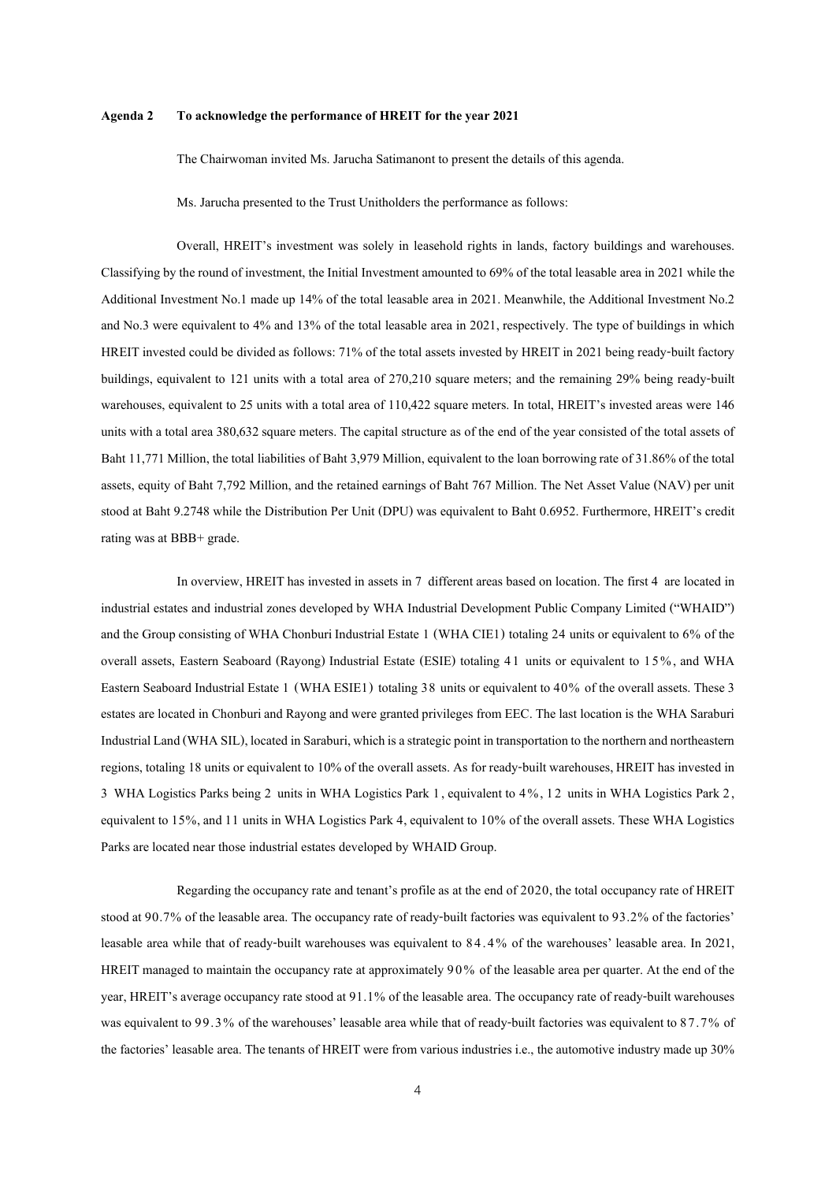**Agenda 2 To acknowledge the performance of HREIT for the year 2021**

The Chairwoman invited Ms. Jarucha Satimanont to present the details of this agenda.

Ms. Jarucha presented to the Trust Unitholders the performance as follows:

Overall, HREIT's investment was solely in leasehold rights in lands, factory buildings and warehouses. Classifying by the round of investment, the Initial Investment amounted to 69% of the total leasable area in 2021 while the Additional Investment No.1 made up 14% of the total leasable area in 2021. Meanwhile, the Additional Investment No.2 and No.3 were equivalent to 4% and 13% of the total leasable area in 2021, respectively. The type of buildings in which HREIT invested could be divided as follows: 71% of the total assets invested by HREIT in 2021 being ready-built factory buildings, equivalent to 121 units with a total area of 270,210 square meters; and the remaining 29% being ready-built warehouses, equivalent to 25 units with a total area of 110,422 square meters. In total, HREIT's invested areas were 146 units with a total area 380,632 square meters. The capital structure as of the end of the year consisted of the total assets of Baht 11,771 Million, the total liabilities of Baht 3,979 Million, equivalent to the loan borrowing rate of 31.86% of the total assets, equity of Baht 7,792 Million, and the retained earnings of Baht 767 Million. The Net Asset Value (NAV) per unit stood at Baht 9.2748 while the Distribution Per Unit (DPU) was equivalent to Baht 0.6952. Furthermore, HREIT's credit rating was at BBB+ grade.

In overview, HREIT has invested in assets in 7 different areas based on location. The first 4 are located in industrial estates and industrial zones developed by WHA Industrial Development Public Company Limited ("WHAID") and the Group consisting of WHA Chonburi Industrial Estate 1 (WHA CIE1) totaling 24 units or equivalent to 6% of the overall assets, Eastern Seaboard (Rayong) Industrial Estate (ESIE) totaling 41 units or equivalent to 15%, and WHA Eastern Seaboard Industrial Estate 1 (WHA ESIE1) totaling 38 units or equivalent to 40% of the overall assets. These 3 estates are located in Chonburi and Rayong and were granted privileges from EEC. The last location is the WHA Saraburi Industrial Land (WHA SIL), located in Saraburi, which is a strategic point in transportation to the northern and northeastern regions, totaling 18 units or equivalent to 10% of the overall assets. As for ready-built warehouses, HREIT has invested in 3 WHA Logistics Parks being 2 units in WHA Logistics Park 1, equivalent to 4%, 12 units in WHA Logistics Park 2, equivalent to 15%, and 11 units in WHA Logistics Park 4, equivalent to 10% of the overall assets. These WHA Logistics Parks are located near those industrial estates developed by WHAID Group.

Regarding the occupancy rate and tenant's profile as at the end of 2020, the total occupancy rate of HREIT stood at 90.7% of the leasable area. The occupancy rate of ready-built factories was equivalent to 93.2% of the factories' leasable area while that of ready-built warehouses was equivalent to 84.4% of the warehouses' leasable area. In 2021, HREIT managed to maintain the occupancy rate at approximately 90% of the leasable area per quarter. At the end of the year, HREIT's average occupancy rate stood at 91.1% of the leasable area. The occupancy rate of ready-built warehouses was equivalent to 99.3% of the warehouses' leasable area while that of ready-built factories was equivalent to 87.7% of the factories' leasable area. The tenants of HREIT were from various industries i.e., the automotive industry made up 30%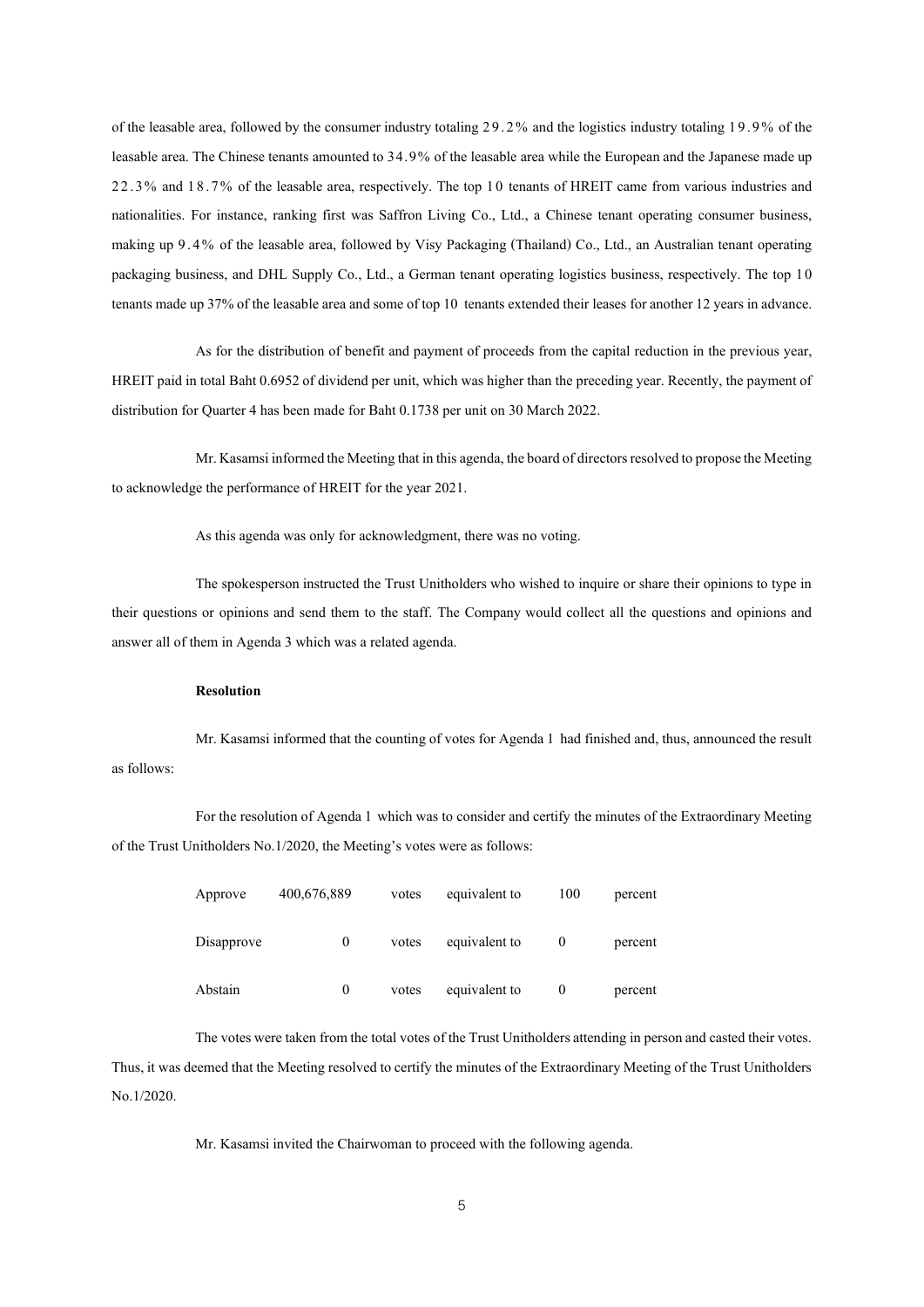of the leasable area, followed by the consumer industry totaling 29.2% and the logistics industry totaling 19.9% of the leasable area. The Chinese tenants amounted to 34.9% of the leasable area while the European and the Japanese made up 22.3% and 18.7% of the leasable area, respectively. The top 10 tenants of HREIT came from various industries and nationalities. For instance, ranking first was Saffron Living Co., Ltd., a Chinese tenant operating consumer business, making up 9.4% of the leasable area, followed by Visy Packaging (Thailand) Co., Ltd., an Australian tenant operating packaging business, and DHL Supply Co., Ltd., a German tenant operating logistics business, respectively. The top 10 tenants made up 37% of the leasable area and some of top 10 tenants extended their leases for another 12 years in advance.

As for the distribution of benefit and payment of proceeds from the capital reduction in the previous year, HREIT paid in total Baht 0.6952 of dividend per unit, which was higher than the preceding year. Recently, the payment of distribution for Quarter 4 has been made for Baht 0.1738 per unit on 30 March 2022.

Mr. Kasamsi informed the Meeting that in this agenda, the board of directors resolved to propose the Meeting to acknowledge the performance of HREIT for the year 2021.

As this agenda was only for acknowledgment, there was no voting.

The spokesperson instructed the Trust Unitholders who wished to inquire or share their opinions to type in their questions or opinions and send them to the staff. The Company would collect all the questions and opinions and answer all of them in Agenda 3 which was a related agenda.

**Resolution**

Mr. Kasamsi informed that the counting of votes for Agenda 1 had finished and, thus, announced the result as follows:

For the resolution of Agenda 1 which was to consider and certify the minutes of the Extraordinary Meeting of the Trust Unitholders No.1/2020, the Meeting's votes were as follows:

| | | | | | |
|---|---|---|---|---|---|
| Approve | 400,676,889 | votes | equivalent to | 100 | percent |
| Disapprove | 0 | votes | equivalent to | 0 | percent |
| Abstain | 0 | votes | equivalent to | 0 | percent |

The votes were taken from the total votes of the Trust Unitholders attending in person and casted their votes. Thus, it was deemed that the Meeting resolved to certify the minutes of the Extraordinary Meeting of the Trust Unitholders No.1/2020.

Mr. Kasamsi invited the Chairwoman to proceed with the following agenda.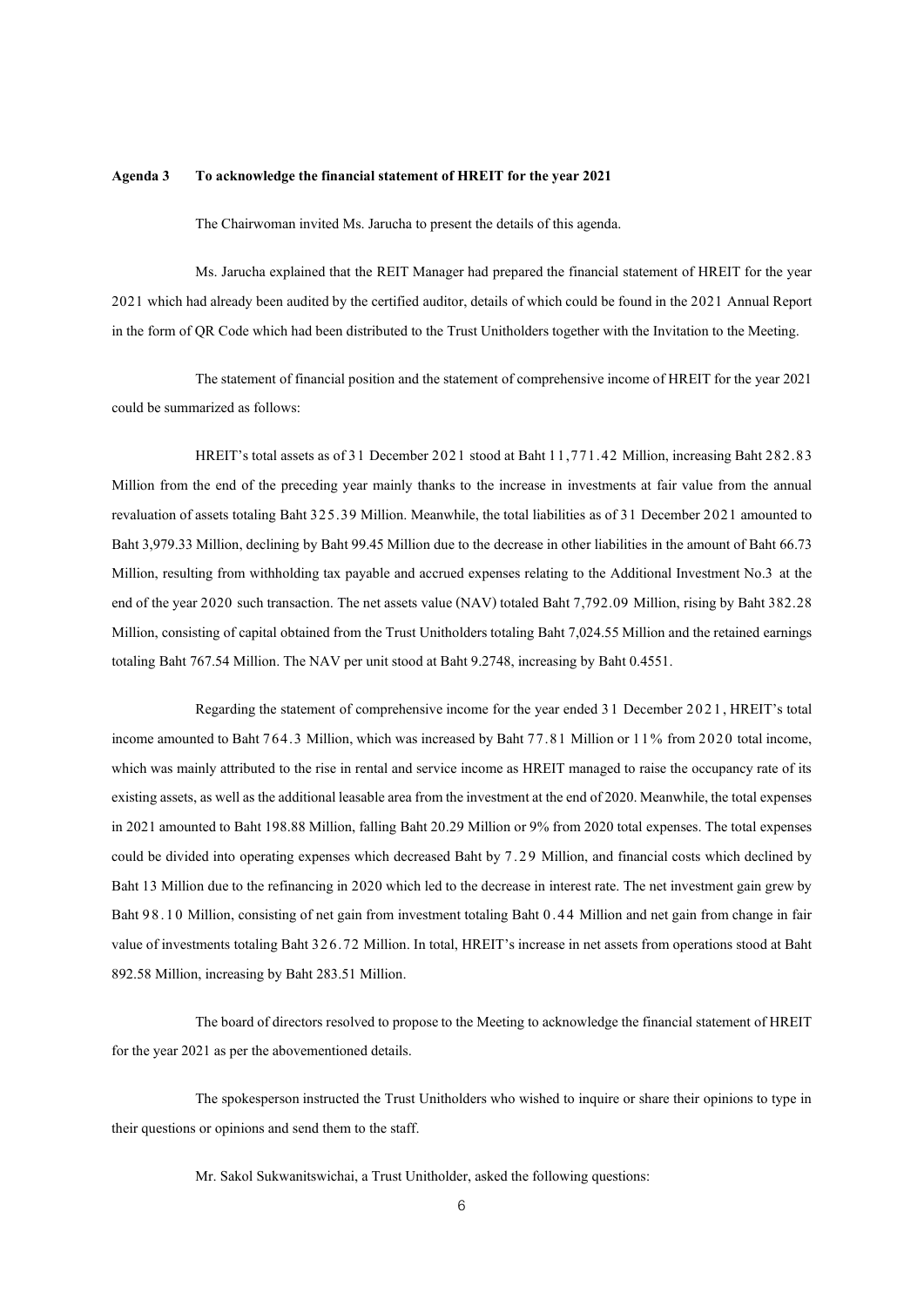**Agenda 3 To acknowledge the financial statement of HREIT for the year 2021**

The Chairwoman invited Ms. Jarucha to present the details of this agenda.

Ms. Jarucha explained that the REIT Manager had prepared the financial statement of HREIT for the year 2021 which had already been audited by the certified auditor, details of which could be found in the 2021 Annual Report in the form of QR Code which had been distributed to the Trust Unitholders together with the Invitation to the Meeting.

The statement of financial position and the statement of comprehensive income of HREIT for the year 2021 could be summarized as follows:

HREIT's total assets as of 31 December 2021 stood at Baht 11,771.42 Million, increasing Baht 282.83 Million from the end of the preceding year mainly thanks to the increase in investments at fair value from the annual revaluation of assets totaling Baht 325.39 Million. Meanwhile, the total liabilities as of 31 December 2021 amounted to Baht 3,979.33 Million, declining by Baht 99.45 Million due to the decrease in other liabilities in the amount of Baht 66.73 Million, resulting from withholding tax payable and accrued expenses relating to the Additional Investment No.3 at the end of the year 2020 such transaction. The net assets value (NAV) totaled Baht 7,792.09 Million, rising by Baht 382.28 Million, consisting of capital obtained from the Trust Unitholders totaling Baht 7,024.55 Million and the retained earnings totaling Baht 767.54 Million. The NAV per unit stood at Baht 9.2748, increasing by Baht 0.4551.

Regarding the statement of comprehensive income for the year ended 31 December 2021, HREIT's total income amounted to Baht 764.3 Million, which was increased by Baht 77.81 Million or 11% from 2020 total income, which was mainly attributed to the rise in rental and service income as HREIT managed to raise the occupancy rate of its existing assets, as well as the additional leasable area from the investment at the end of 2020. Meanwhile, the total expenses in 2021 amounted to Baht 198.88 Million, falling Baht 20.29 Million or 9% from 2020 total expenses. The total expenses could be divided into operating expenses which decreased Baht by 7.29 Million, and financial costs which declined by Baht 13 Million due to the refinancing in 2020 which led to the decrease in interest rate. The net investment gain grew by Baht 98.10 Million, consisting of net gain from investment totaling Baht 0.44 Million and net gain from change in fair value of investments totaling Baht 326.72 Million. In total, HREIT's increase in net assets from operations stood at Baht 892.58 Million, increasing by Baht 283.51 Million.

The board of directors resolved to propose to the Meeting to acknowledge the financial statement of HREIT for the year 2021 as per the abovementioned details.

The spokesperson instructed the Trust Unitholders who wished to inquire or share their opinions to type in their questions or opinions and send them to the staff.

Mr. Sakol Sukwanitswichai, a Trust Unitholder, asked the following questions: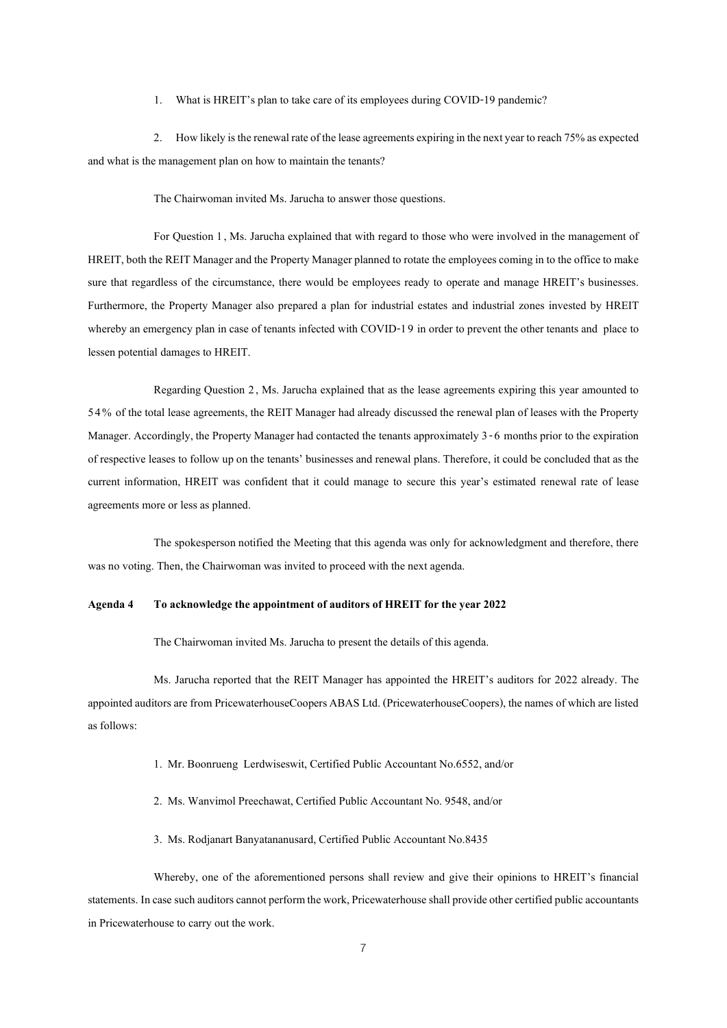1. What is HREIT's plan to take care of its employees during COVID-19 pandemic?

2. How likely is the renewal rate of the lease agreements expiring in the next year to reach 75% as expected and what is the management plan on how to maintain the tenants?

The Chairwoman invited Ms. Jarucha to answer those questions.

For Question 1, Ms. Jarucha explained that with regard to those who were involved in the management of HREIT, both the REIT Manager and the Property Manager planned to rotate the employees coming in to the office to make sure that regardless of the circumstance, there would be employees ready to operate and manage HREIT's businesses. Furthermore, the Property Manager also prepared a plan for industrial estates and industrial zones invested by HREIT whereby an emergency plan in case of tenants infected with COVID-19 in order to prevent the other tenants and place to lessen potential damages to HREIT.

Regarding Question 2, Ms. Jarucha explained that as the lease agreements expiring this year amounted to 54% of the total lease agreements, the REIT Manager had already discussed the renewal plan of leases with the Property Manager. Accordingly, the Property Manager had contacted the tenants approximately 3-6 months prior to the expiration of respective leases to follow up on the tenants' businesses and renewal plans. Therefore, it could be concluded that as the current information, HREIT was confident that it could manage to secure this year's estimated renewal rate of lease agreements more or less as planned.

The spokesperson notified the Meeting that this agenda was only for acknowledgment and therefore, there was no voting. Then, the Chairwoman was invited to proceed with the next agenda.

**Agenda 4 To acknowledge the appointment of auditors of HREIT for the year 2022**

The Chairwoman invited Ms. Jarucha to present the details of this agenda.

Ms. Jarucha reported that the REIT Manager has appointed the HREIT's auditors for 2022 already. The appointed auditors are from PricewaterhouseCoopers ABAS Ltd. (PricewaterhouseCoopers), the names of which are listed as follows:

1. Mr. Boonrueng Lerdwiseswit, Certified Public Accountant No.6552, and/or

2. Ms. Wanvimol Preechawat, Certified Public Accountant No. 9548, and/or

3. Ms. Rodjanart Banyatananusard, Certified Public Accountant No.8435

Whereby, one of the aforementioned persons shall review and give their opinions to HREIT's financial statements. In case such auditors cannot perform the work, Pricewaterhouse shall provide other certified public accountants in Pricewaterhouse to carry out the work.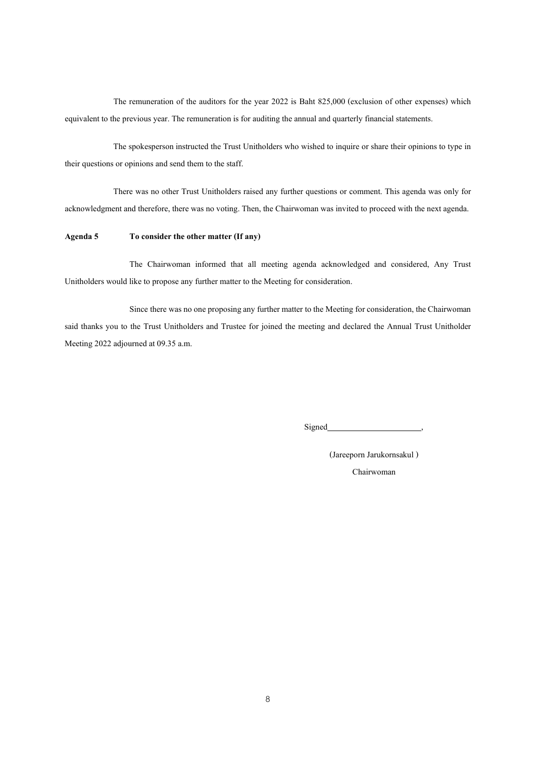The remuneration of the auditors for the year 2022 is Baht 825,000 (exclusion of other expenses) which equivalent to the previous year. The remuneration is for auditing the annual and quarterly financial statements.

The spokesperson instructed the Trust Unitholders who wished to inquire or share their opinions to type in their questions or opinions and send them to the staff.

There was no other Trust Unitholders raised any further questions or comment. This agenda was only for acknowledgment and therefore, there was no voting. Then, the Chairwoman was invited to proceed with the next agenda.

**Agenda 5 To consider the other matter (If any)**

The Chairwoman informed that all meeting agenda acknowledged and considered, Any Trust Unitholders would like to propose any further matter to the Meeting for consideration.

Since there was no one proposing any further matter to the Meeting for consideration, the Chairwoman said thanks you to the Trust Unitholders and Trustee for joined the meeting and declared the Annual Trust Unitholder Meeting 2022 adjourned at 09.35 a.m.

Signed______________________,

(Jareeporn Jarukornsakul )

Chairwoman